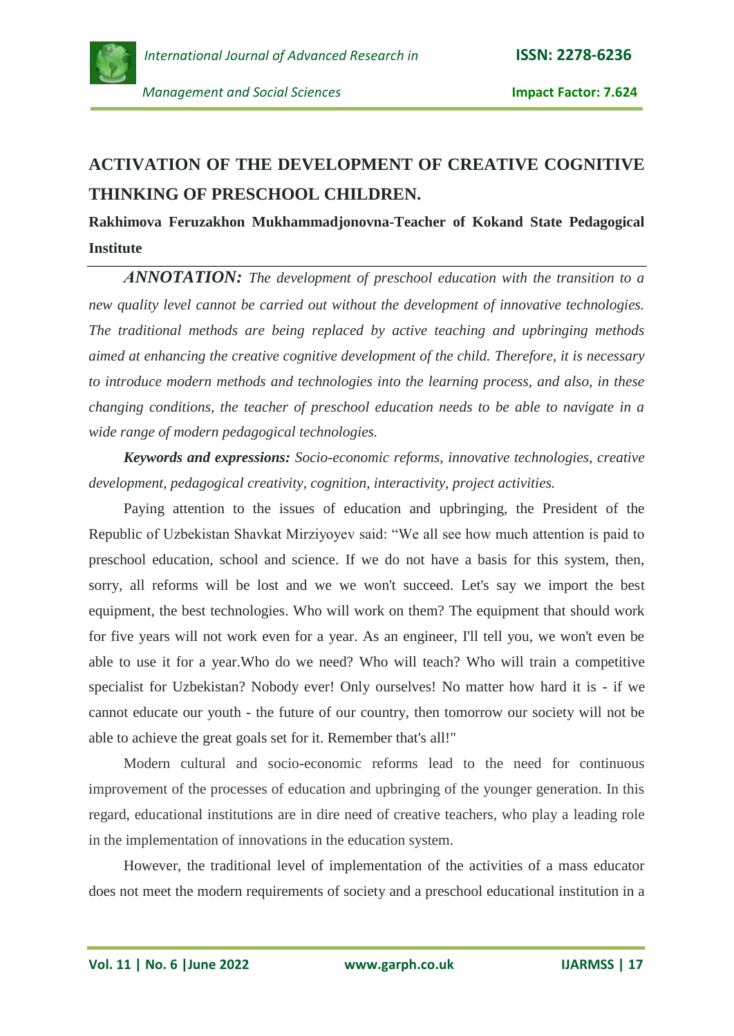# ACTIVATION OF THE DEVELOPMENT OF CREATIVE COGNITIVE THINKING OF PRESCHOOL CHILDREN.

**Rakhimova Feruzakhon Mukhammadjonovna-Teacher of Kokand State Pedagogical Institute**

***ANNOTATION:*** *The development of preschool education with the transition to a new quality level cannot be carried out without the development of innovative technologies. The traditional methods are being replaced by active teaching and upbringing methods aimed at enhancing the creative cognitive development of the child. Therefore, it is necessary to introduce modern methods and technologies into the learning process, and also, in these changing conditions, the teacher of preschool education needs to be able to navigate in a wide range of modern pedagogical technologies.*

***Keywords and expressions:*** *Socio-economic reforms, innovative technologies, creative development, pedagogical creativity, cognition, interactivity, project activities.*

Paying attention to the issues of education and upbringing, the President of the Republic of Uzbekistan Shavkat Mirziyoyev said: "We all see how much attention is paid to preschool education, school and science. If we do not have a basis for this system, then, sorry, all reforms will be lost and we we won't succeed. Let's say we import the best equipment, the best technologies. Who will work on them? The equipment that should work for five years will not work even for a year. As an engineer, I'll tell you, we won't even be able to use it for a year.Who do we need? Who will teach? Who will train a competitive specialist for Uzbekistan? Nobody ever! Only ourselves! No matter how hard it is - if we cannot educate our youth - the future of our country, then tomorrow our society will not be able to achieve the great goals set for it. Remember that's all!"

Modern cultural and socio-economic reforms lead to the need for continuous improvement of the processes of education and upbringing of the younger generation. In this regard, educational institutions are in dire need of creative teachers, who play a leading role in the implementation of innovations in the education system.

However, the traditional level of implementation of the activities of a mass educator does not meet the modern requirements of society and a preschool educational institution in a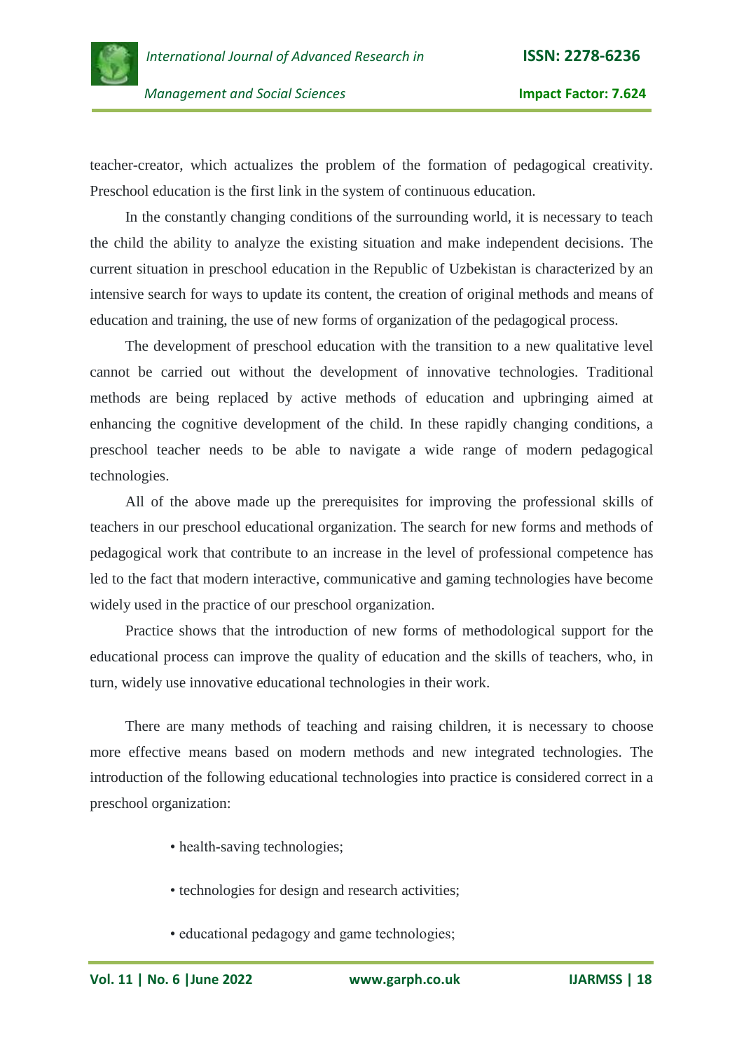teacher-creator, which actualizes the problem of the formation of pedagogical creativity. Preschool education is the first link in the system of continuous education.

In the constantly changing conditions of the surrounding world, it is necessary to teach the child the ability to analyze the existing situation and make independent decisions. The current situation in preschool education in the Republic of Uzbekistan is characterized by an intensive search for ways to update its content, the creation of original methods and means of education and training, the use of new forms of organization of the pedagogical process.

The development of preschool education with the transition to a new qualitative level cannot be carried out without the development of innovative technologies. Traditional methods are being replaced by active methods of education and upbringing aimed at enhancing the cognitive development of the child. In these rapidly changing conditions, a preschool teacher needs to be able to navigate a wide range of modern pedagogical technologies.

All of the above made up the prerequisites for improving the professional skills of teachers in our preschool educational organization. The search for new forms and methods of pedagogical work that contribute to an increase in the level of professional competence has led to the fact that modern interactive, communicative and gaming technologies have become widely used in the practice of our preschool organization.

Practice shows that the introduction of new forms of methodological support for the educational process can improve the quality of education and the skills of teachers, who, in turn, widely use innovative educational technologies in their work.

There are many methods of teaching and raising children, it is necessary to choose more effective means based on modern methods and new integrated technologies. The introduction of the following educational technologies into practice is considered correct in a preschool organization:

- health-saving technologies;
- technologies for design and research activities;
- educational pedagogy and game technologies;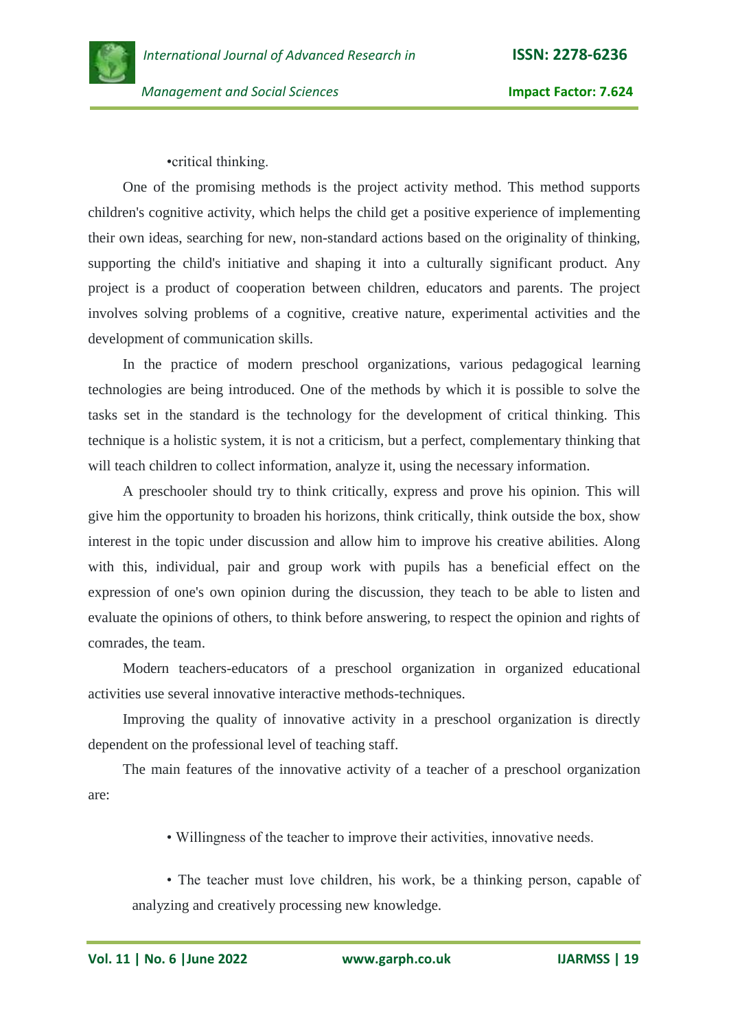- critical thinking.

One of the promising methods is the project activity method. This method supports children's cognitive activity, which helps the child get a positive experience of implementing their own ideas, searching for new, non-standard actions based on the originality of thinking, supporting the child's initiative and shaping it into a culturally significant product. Any project is a product of cooperation between children, educators and parents. The project involves solving problems of a cognitive, creative nature, experimental activities and the development of communication skills.

In the practice of modern preschool organizations, various pedagogical learning technologies are being introduced. One of the methods by which it is possible to solve the tasks set in the standard is the technology for the development of critical thinking. This technique is a holistic system, it is not a criticism, but a perfect, complementary thinking that will teach children to collect information, analyze it, using the necessary information.

A preschooler should try to think critically, express and prove his opinion. This will give him the opportunity to broaden his horizons, think critically, think outside the box, show interest in the topic under discussion and allow him to improve his creative abilities. Along with this, individual, pair and group work with pupils has a beneficial effect on the expression of one's own opinion during the discussion, they teach to be able to listen and evaluate the opinions of others, to think before answering, to respect the opinion and rights of comrades, the team.

Modern teachers-educators of a preschool organization in organized educational activities use several innovative interactive methods-techniques.

Improving the quality of innovative activity in a preschool organization is directly dependent on the professional level of teaching staff.

The main features of the innovative activity of a teacher of a preschool organization are:

- Willingness of the teacher to improve their activities, innovative needs.
- The teacher must love children, his work, be a thinking person, capable of analyzing and creatively processing new knowledge.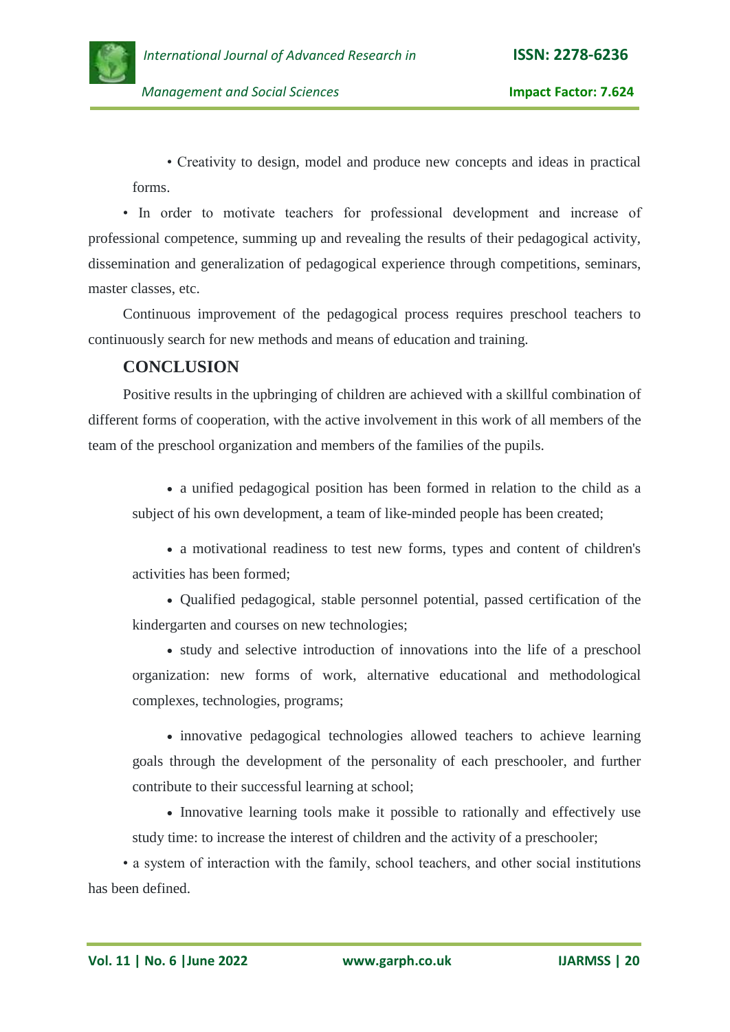• Creativity to design, model and produce new concepts and ideas in practical forms.

• In order to motivate teachers for professional development and increase of professional competence, summing up and revealing the results of their pedagogical activity, dissemination and generalization of pedagogical experience through competitions, seminars, master classes, etc.

Continuous improvement of the pedagogical process requires preschool teachers to continuously search for new methods and means of education and training.

## CONCLUSION

Positive results in the upbringing of children are achieved with a skillful combination of different forms of cooperation, with the active involvement in this work of all members of the team of the preschool organization and members of the families of the pupils.

- a unified pedagogical position has been formed in relation to the child as a subject of his own development, a team of like-minded people has been created;
- a motivational readiness to test new forms, types and content of children's activities has been formed;
- Qualified pedagogical, stable personnel potential, passed certification of the kindergarten and courses on new technologies;
- study and selective introduction of innovations into the life of a preschool organization: new forms of work, alternative educational and methodological complexes, technologies, programs;
- innovative pedagogical technologies allowed teachers to achieve learning goals through the development of the personality of each preschooler, and further contribute to their successful learning at school;
- Innovative learning tools make it possible to rationally and effectively use study time: to increase the interest of children and the activity of a preschooler;

• a system of interaction with the family, school teachers, and other social institutions has been defined.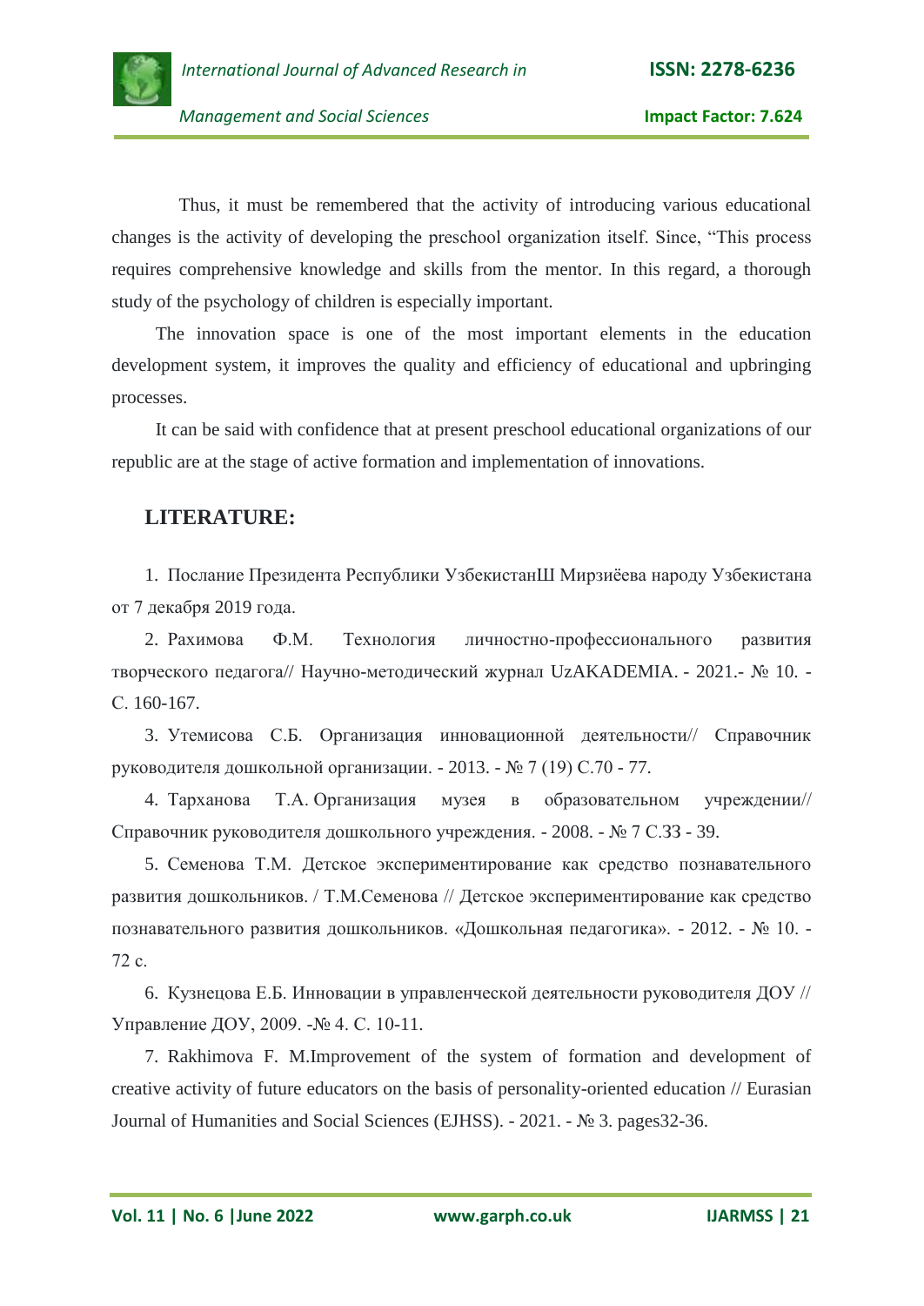Thus, it must be remembered that the activity of introducing various educational changes is the activity of developing the preschool organization itself. Since, “This process requires comprehensive knowledge and skills from the mentor. In this regard, a thorough study of the psychology of children is especially important.

The innovation space is one of the most important elements in the education development system, it improves the quality and efficiency of educational and upbringing processes.

It can be said with confidence that at present preschool educational organizations of our republic are at the stage of active formation and implementation of innovations.

## LITERATURE:

1. Послание Президента Республики УзбекистанШ Мирзиёева народу Узбекистана от 7 декабря 2019 года.
2. Рахимова Ф.М. Технология личностно-профессионального развития творческого педагога// Научно-методический журнал UzAKADEMIA. - 2021.- № 10. - С. 160-167.
3. Утемисова С.Б. Организация инновационной деятельности// Справочник руководителя дошкольной организации. - 2013. - № 7 (19) С.70 - 77.
4. Тарханова Т.А. Организация музея в образовательном учреждении// Справочник руководителя дошкольного учреждения. - 2008. - № 7 С.33 - 39.
5. Семенова Т.М. Детское экспериментирование как средство познавательного развития дошкольников. / Т.М.Семенова // Детское экспериментирование как средство познавательного развития дошкольников. «Дошкольная педагогика». - 2012. - № 10. - 72 с.
6. Кузнецова Е.Б. Инновации в управленческой деятельности руководителя ДОУ // Управление ДОУ, 2009. -№ 4. С. 10-11.
7. Rakhimova F. M.Improvement of the system of formation and development of creative activity of future educators on the basis of personality-oriented education // Eurasian Journal of Humanities and Social Sciences (EJHSS). - 2021. - № 3. pages32-36.